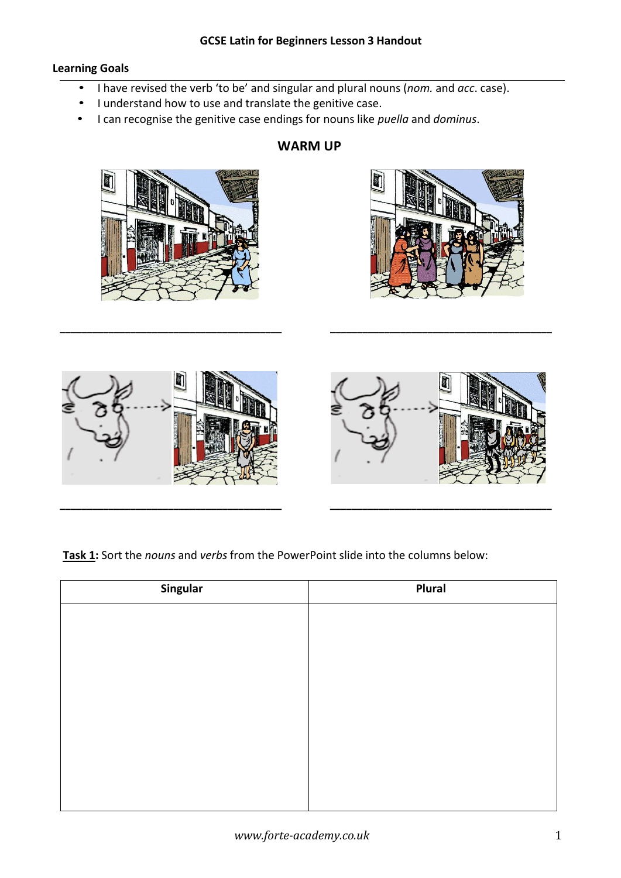**GCSE Latin for Beginners Lesson 3 Handout**

**Learning Goals**

- I have revised the verb 'to be' and singular and plural nouns (*nom.* and *acc*. case).
- I understand how to use and translate the genitive case.
- I can recognise the genitive case endings for nouns like *puella* and *dominus*.

## WARM UP

___________________________________ ___________________________________

___________________________________ ___________________________________

**Task 1:** Sort the *nouns* and *verbs* from the PowerPoint slide into the columns below:

| Singular | Plural |
|---|---|
| | |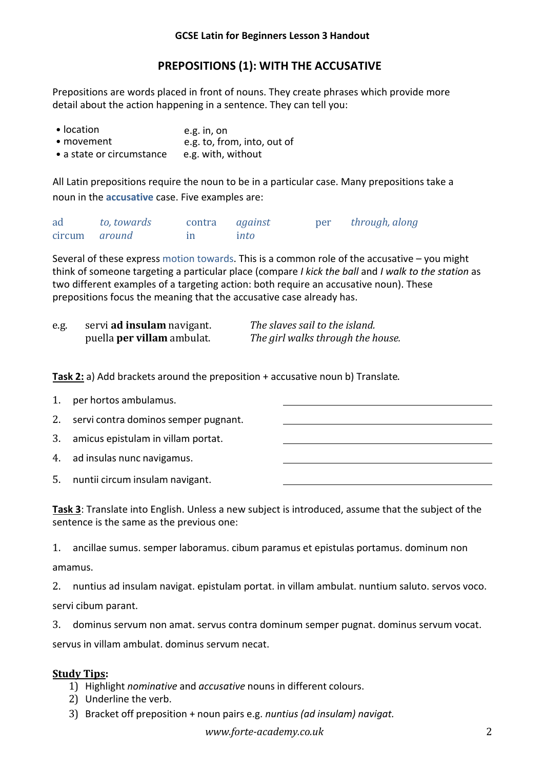**GCSE Latin for Beginners Lesson 3 Handout**

## PREPOSITIONS (1): WITH THE ACCUSATIVE

Prepositions are words placed in front of nouns. They create phrases which provide more detail about the action happening in a sentence. They can tell you:

- location — e.g. in, on
- movement — e.g. to, from, into, out of
- a state or circumstance — e.g. with, without

All Latin prepositions require the noun to be in a particular case. Many prepositions take a noun in the **accusative** case. Five examples are:

| | | | | | |
|---|---|---|---|---|---|
| ad | *to, towards* | contra | *against* | per | *through, along* |
| circum | *around* | in | *into* | | |

Several of these express motion towards. This is a common role of the accusative – you might think of someone targeting a particular place (compare *I kick the ball* and *I walk to the station* as two different examples of a targeting action: both require an accusative noun). These prepositions focus the meaning that the accusative case already has.

e.g.

| | |
|---|---|
| servi **ad insulam** navigant. | *The slaves sail to the island.* |
| puella **per villam** ambulat. | *The girl walks through the house.* |

**Task 2:** a) Add brackets around the preposition + accusative noun b) Translate.

1. per hortos ambulamus. \_\_\_\_\_\_\_\_\_\_\_\_\_\_\_\_\_\_\_\_\_\_\_\_\_\_\_\_
2. servi contra dominos semper pugnant. \_\_\_\_\_\_\_\_\_\_\_\_\_\_\_\_\_\_\_\_\_\_\_\_\_\_\_\_
3. amicus epistulam in villam portat. \_\_\_\_\_\_\_\_\_\_\_\_\_\_\_\_\_\_\_\_\_\_\_\_\_\_\_\_
4. ad insulas nunc navigamus. \_\_\_\_\_\_\_\_\_\_\_\_\_\_\_\_\_\_\_\_\_\_\_\_\_\_\_\_
5. nuntii circum insulam navigant. \_\_\_\_\_\_\_\_\_\_\_\_\_\_\_\_\_\_\_\_\_\_\_\_\_\_\_\_

**Task 3**: Translate into English. Unless a new subject is introduced, assume that the subject of the sentence is the same as the previous one:

1. ancillae sumus. semper laboramus. cibum paramus et epistulas portamus. dominum non amamus.
2. nuntius ad insulam navigat. epistulam portat. in villam ambulat. nuntium saluto. servos voco. servi cibum parant.
3. dominus servum non amat. servus contra dominum semper pugnat. dominus servum vocat. servus in villam ambulat. dominus servum necat.

**Study Tips:**

1) Highlight *nominative* and *accusative* nouns in different colours.
2) Underline the verb.
3) Bracket off preposition + noun pairs e.g. *nuntius (ad insulam) navigat.*

*www.forte-academy.co.uk*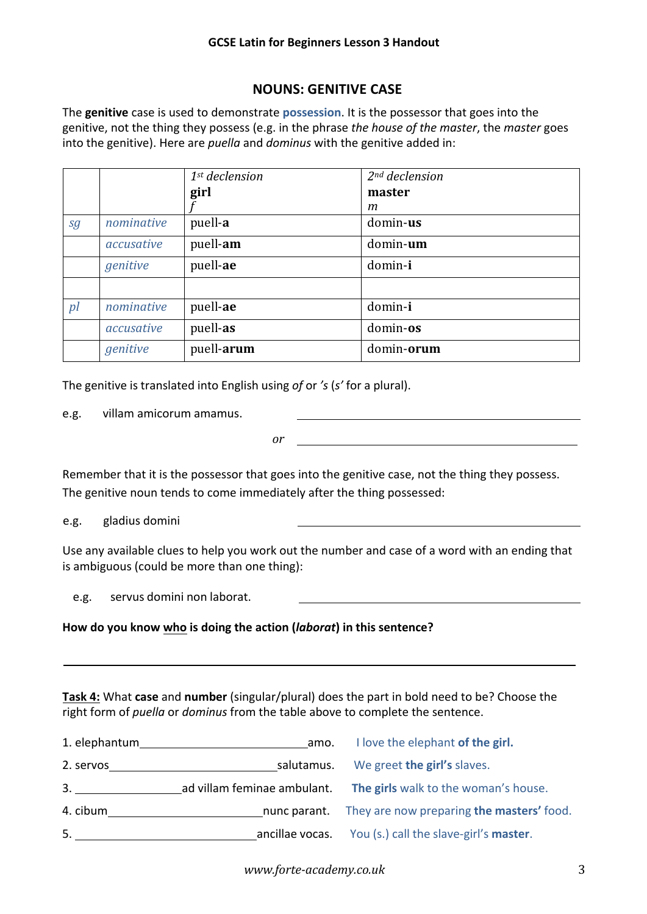## NOUNS: GENITIVE CASE

The **genitive** case is used to demonstrate **possession**. It is the possessor that goes into the genitive, not the thing they possess (e.g. in the phrase *the house of the master*, the *master* goes into the genitive). Here are *puella* and *dominus* with the genitive added in:

| | | *1st declension* **girl** *f* | *2nd declension* **master** *m* |
|---|---|---|---|
| *sg* | *nominative* | puell-**a** | domin-**us** |
| | *accusative* | puell-**am** | domin-**um** |
| | *genitive* | puell-**ae** | domin-**i** |
| | | | |
| *pl* | *nominative* | puell-**ae** | domin-**i** |
| | *accusative* | puell-**as** | domin-**os** |
| | *genitive* | puell-**arum** | domin-**orum** |

The genitive is translated into English using *of* or *'s* (*s'* for a plural).

e.g. villam amicorum amamus. ______________________________

*or* ______________________________

Remember that it is the possessor that goes into the genitive case, not the thing they possess. The genitive noun tends to come immediately after the thing possessed:

e.g. gladius domini ______________________________

Use any available clues to help you work out the number and case of a word with an ending that is ambiguous (could be more than one thing):

e.g. servus domini non laborat. ______________________________

**How do you know who is doing the action (*laborat*) in this sentence?**

______________________________________________________________

**Task 4:** What **case** and **number** (singular/plural) does the part in bold need to be? Choose the right form of *puella* or *dominus* from the table above to complete the sentence.

1. elephantum ______________________ amo. I love the elephant **of the girl.**
2. servos ______________________ salutamus. We greet **the girl's** slaves.
3. ______________ ad villam feminae ambulant. **The girls** walk to the woman's house.
4. cibum ______________________ nunc parant. They are now preparing **the masters'** food.
5. ______________________ ancillae vocas. You (s.) call the slave-girl's **master**.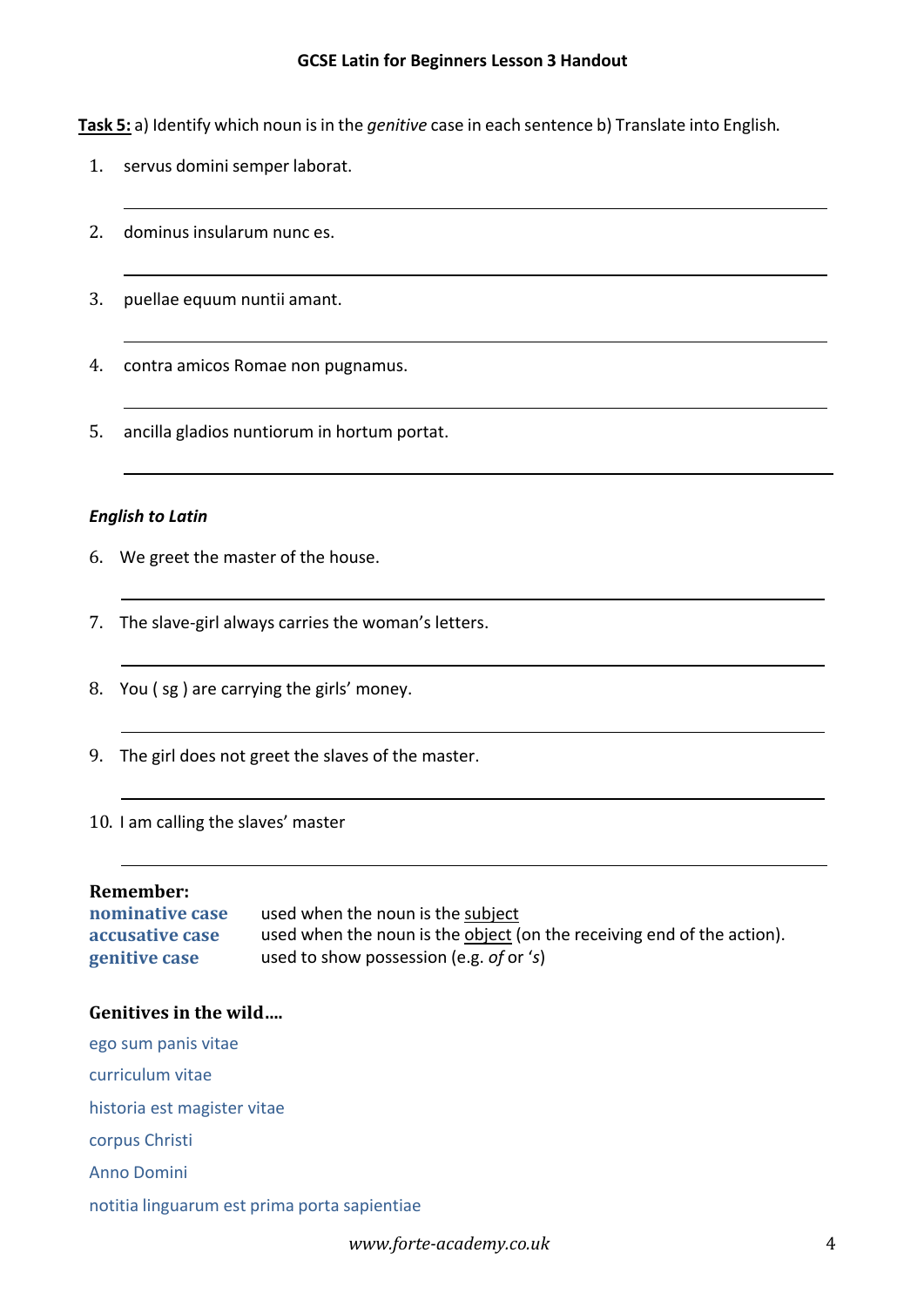# GCSE Latin for Beginners Lesson 3 Handout

**<u>Task 5:</u>** a) Identify which noun is in the *genitive* case in each sentence b) Translate into English.

1. servus domini semper laborat.
2. dominus insularum nunc es.
3. puellae equum nuntii amant.
4. contra amicos Romae non pugnamus.
5. ancilla gladios nuntiorum in hortum portat.

***English to Latin***

6. We greet the master of the house.
7. The slave-girl always carries the woman's letters.
8. You ( sg ) are carrying the girls' money.
9. The girl does not greet the slaves of the master.
10. I am calling the slaves' master

**Remember:**

| | |
|---|---|
| **nominative case** | used when the noun is the <u>subject</u> |
| **accusative case** | used when the noun is the <u>object</u> (on the receiving end of the action). |
| **genitive case** | used to show possession (e.g. *of* or '*s*) |

**Genitives in the wild….**

ego sum panis vitae

curriculum vitae

historia est magister vitae

corpus Christi

Anno Domini

notitia linguarum est prima porta sapientiae

*www.forte-academy.co.uk*